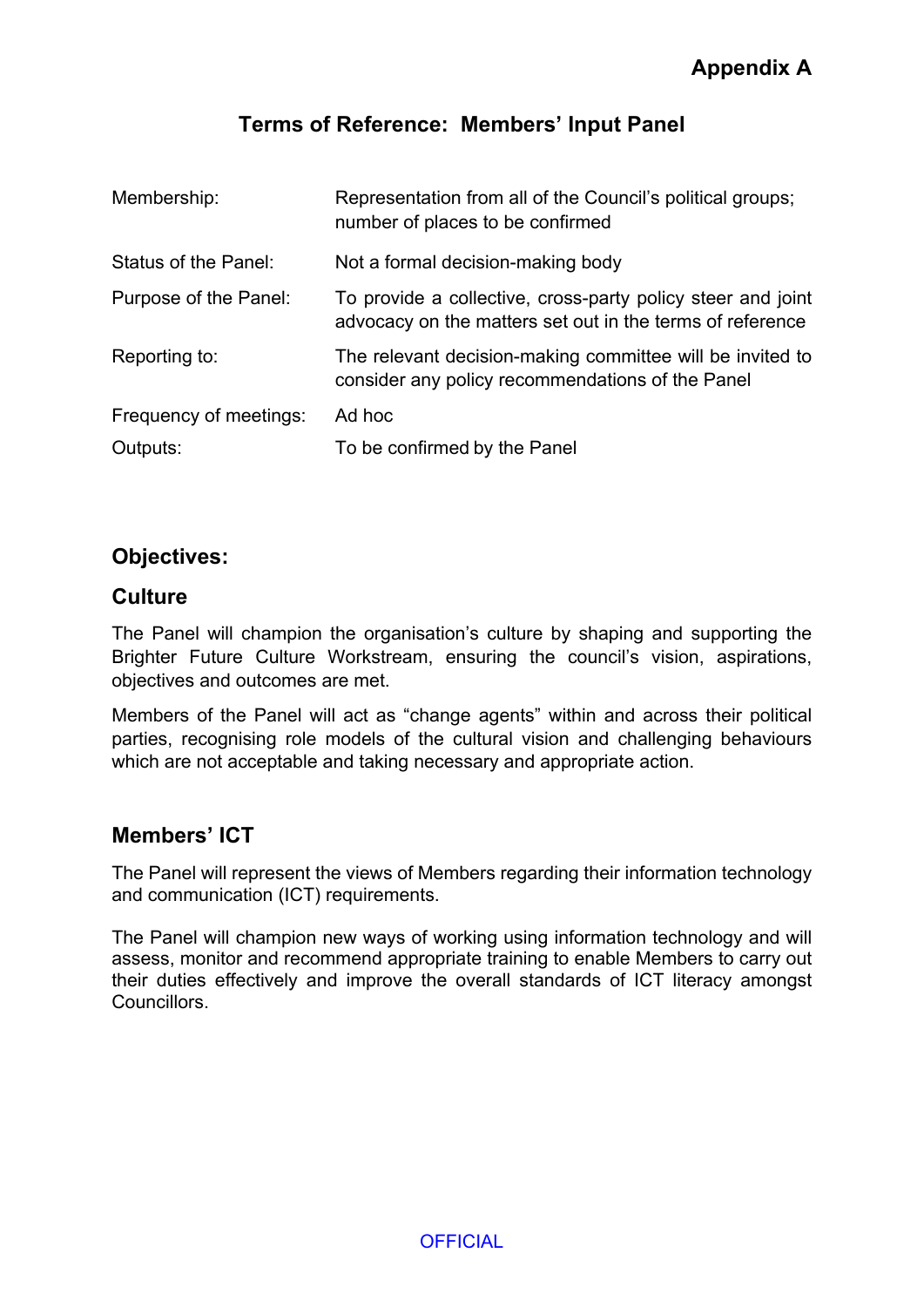Appendix A

# Terms of Reference: Members' Input Panel

| | |
|---|---|
| Membership: | Representation from all of the Council's political groups; number of places to be confirmed |
| Status of the Panel: | Not a formal decision-making body |
| Purpose of the Panel: | To provide a collective, cross-party policy steer and joint advocacy on the matters set out in the terms of reference |
| Reporting to: | The relevant decision-making committee will be invited to consider any policy recommendations of the Panel |
| Frequency of meetings: | Ad hoc |
| Outputs: | To be confirmed by the Panel |

## Objectives:

### Culture

The Panel will champion the organisation's culture by shaping and supporting the Brighter Future Culture Workstream, ensuring the council's vision, aspirations, objectives and outcomes are met.

Members of the Panel will act as "change agents" within and across their political parties, recognising role models of the cultural vision and challenging behaviours which are not acceptable and taking necessary and appropriate action.

### Members' ICT

The Panel will represent the views of Members regarding their information technology and communication (ICT) requirements.

The Panel will champion new ways of working using information technology and will assess, monitor and recommend appropriate training to enable Members to carry out their duties effectively and improve the overall standards of ICT literacy amongst Councillors.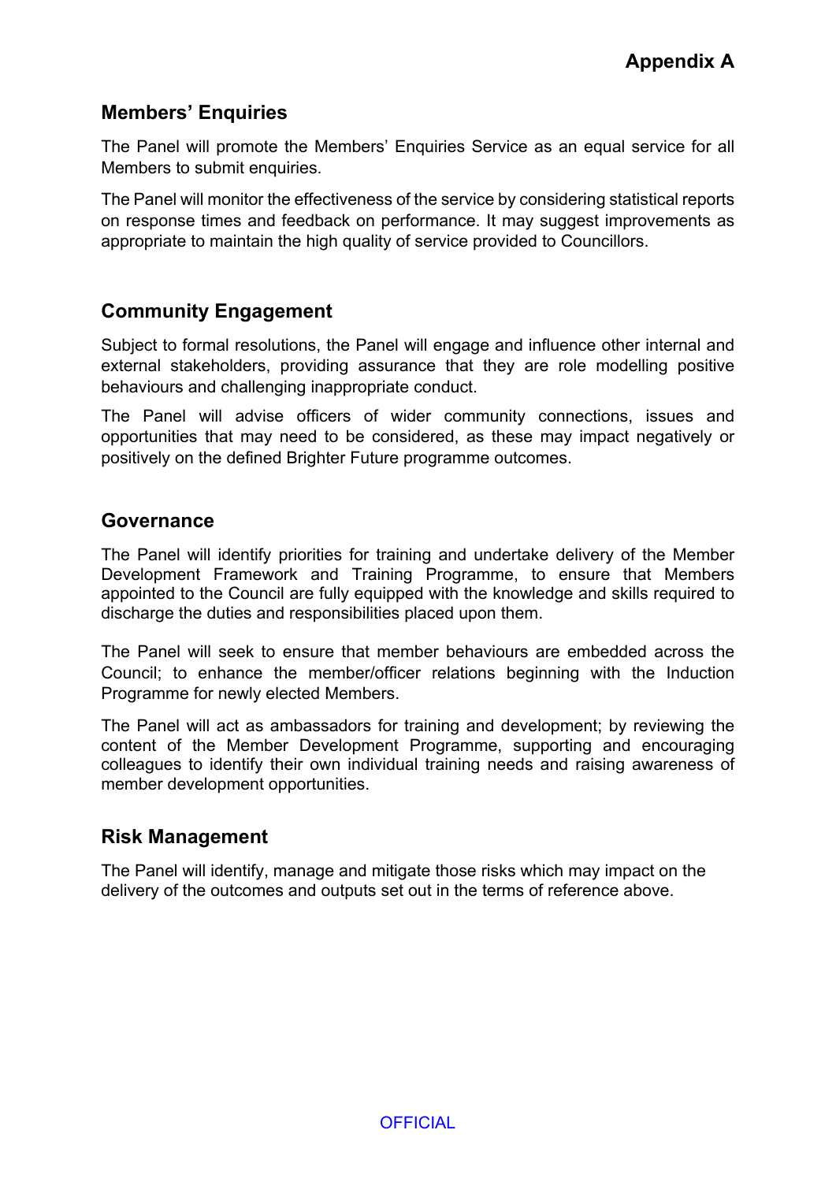Appendix A

## Members' Enquiries

The Panel will promote the Members' Enquiries Service as an equal service for all Members to submit enquiries.

The Panel will monitor the effectiveness of the service by considering statistical reports on response times and feedback on performance. It may suggest improvements as appropriate to maintain the high quality of service provided to Councillors.

## Community Engagement

Subject to formal resolutions, the Panel will engage and influence other internal and external stakeholders, providing assurance that they are role modelling positive behaviours and challenging inappropriate conduct.

The Panel will advise officers of wider community connections, issues and opportunities that may need to be considered, as these may impact negatively or positively on the defined Brighter Future programme outcomes.

## Governance

The Panel will identify priorities for training and undertake delivery of the Member Development Framework and Training Programme, to ensure that Members appointed to the Council are fully equipped with the knowledge and skills required to discharge the duties and responsibilities placed upon them.

The Panel will seek to ensure that member behaviours are embedded across the Council; to enhance the member/officer relations beginning with the Induction Programme for newly elected Members.

The Panel will act as ambassadors for training and development; by reviewing the content of the Member Development Programme, supporting and encouraging colleagues to identify their own individual training needs and raising awareness of member development opportunities.

## Risk Management

The Panel will identify, manage and mitigate those risks which may impact on the delivery of the outcomes and outputs set out in the terms of reference above.